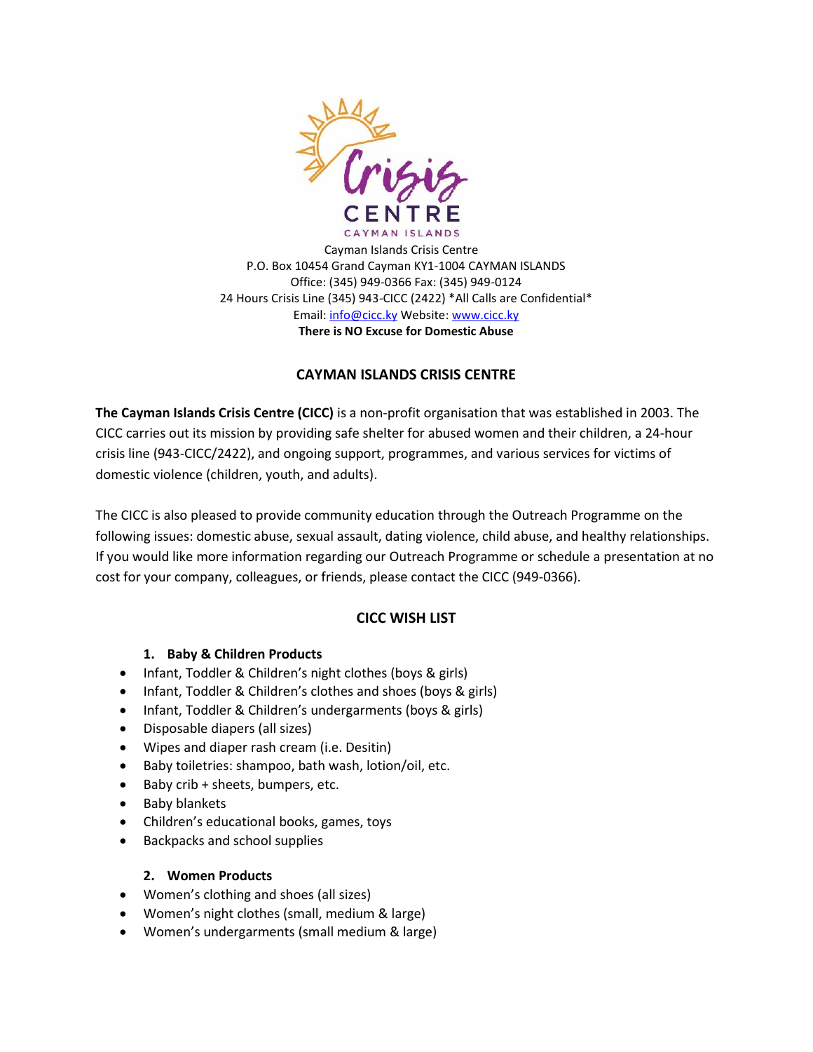Cayman Islands Crisis Centre
P.O. Box 10454 Grand Cayman KY1-1004 CAYMAN ISLANDS
Office: (345) 949-0366 Fax: (345) 949-0124
24 Hours Crisis Line (345) 943-CICC (2422) *All Calls are Confidential*
Email: [info@cicc.ky](mailto:info@cicc.ky) Website: [www.cicc.ky](http://www.cicc.ky)
**There is NO Excuse for Domestic Abuse**

## CAYMAN ISLANDS CRISIS CENTRE

**The Cayman Islands Crisis Centre (CICC)** is a non-profit organisation that was established in 2003. The CICC carries out its mission by providing safe shelter for abused women and their children, a 24-hour crisis line (943-CICC/2422), and ongoing support, programmes, and various services for victims of domestic violence (children, youth, and adults).

The CICC is also pleased to provide community education through the Outreach Programme on the following issues: domestic abuse, sexual assault, dating violence, child abuse, and healthy relationships. If you would like more information regarding our Outreach Programme or schedule a presentation at no cost for your company, colleagues, or friends, please contact the CICC (949-0366).

## CICC WISH LIST

### 1. Baby & Children Products

- Infant, Toddler & Children's night clothes (boys & girls)
- Infant, Toddler & Children's clothes and shoes (boys & girls)
- Infant, Toddler & Children's undergarments (boys & girls)
- Disposable diapers (all sizes)
- Wipes and diaper rash cream (i.e. Desitin)
- Baby toiletries: shampoo, bath wash, lotion/oil, etc.
- Baby crib + sheets, bumpers, etc.
- Baby blankets
- Children's educational books, games, toys
- Backpacks and school supplies

### 2. Women Products

- Women's clothing and shoes (all sizes)
- Women's night clothes (small, medium & large)
- Women's undergarments (small medium & large)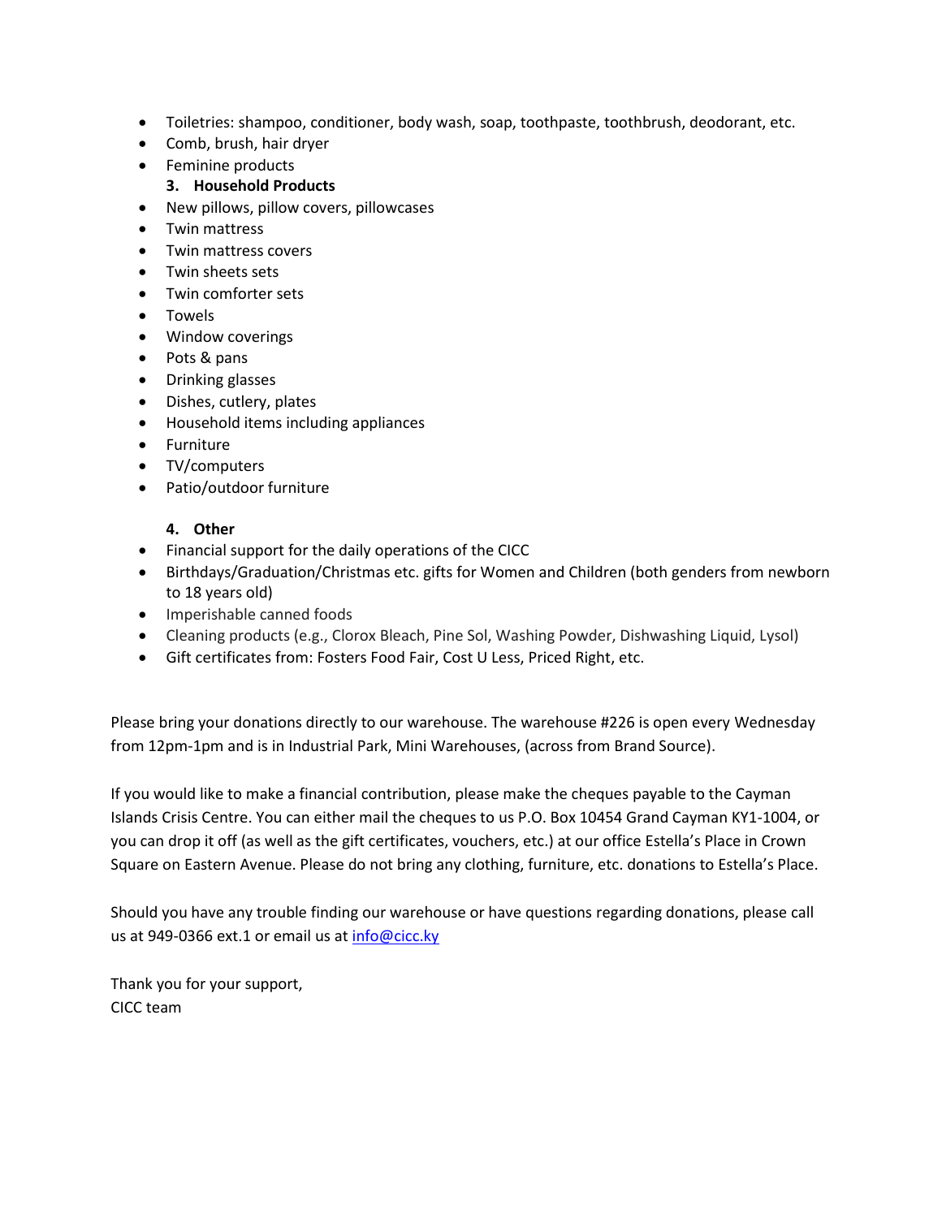- Toiletries: shampoo, conditioner, body wash, soap, toothpaste, toothbrush, deodorant, etc.
- Comb, brush, hair dryer
- Feminine products

**3. Household Products**

- New pillows, pillow covers, pillowcases
- Twin mattress
- Twin mattress covers
- Twin sheets sets
- Twin comforter sets
- Towels
- Window coverings
- Pots & pans
- Drinking glasses
- Dishes, cutlery, plates
- Household items including appliances
- Furniture
- TV/computers
- Patio/outdoor furniture

**4. Other**

- Financial support for the daily operations of the CICC
- Birthdays/Graduation/Christmas etc. gifts for Women and Children (both genders from newborn to 18 years old)
- Imperishable canned foods
- Cleaning products (e.g., Clorox Bleach, Pine Sol, Washing Powder, Dishwashing Liquid, Lysol)
- Gift certificates from: Fosters Food Fair, Cost U Less, Priced Right, etc.

Please bring your donations directly to our warehouse. The warehouse #226 is open every Wednesday from 12pm-1pm and is in Industrial Park, Mini Warehouses, (across from Brand Source).

If you would like to make a financial contribution, please make the cheques payable to the Cayman Islands Crisis Centre. You can either mail the cheques to us P.O. Box 10454 Grand Cayman KY1-1004, or you can drop it off (as well as the gift certificates, vouchers, etc.) at our office Estella's Place in Crown Square on Eastern Avenue. Please do not bring any clothing, furniture, etc. donations to Estella's Place.

Should you have any trouble finding our warehouse or have questions regarding donations, please call us at 949-0366 ext.1 or email us at info@cicc.ky

Thank you for your support,
CICC team